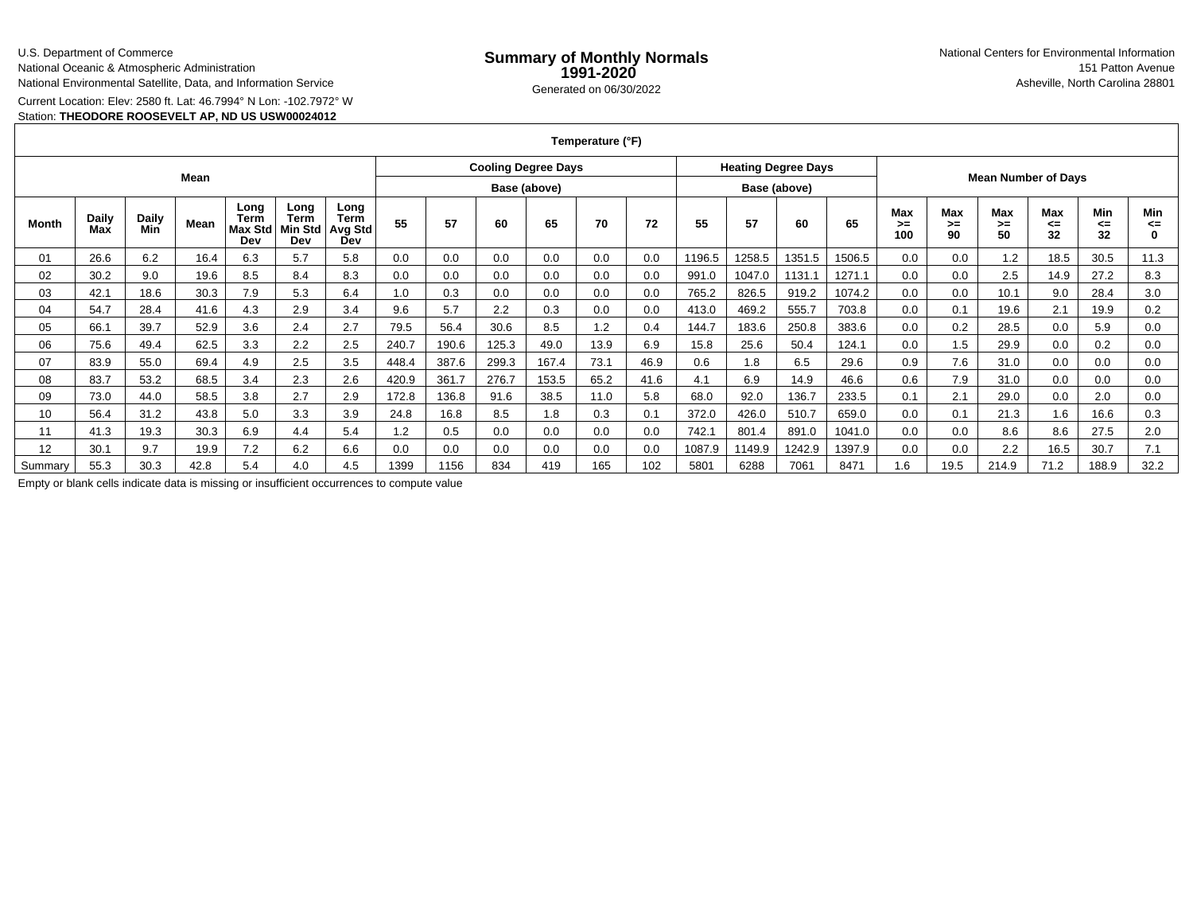U.S. Department of Commerce
National Oceanic & Atmospheric Administration
National Environmental Satellite, Data, and Information Service

# Summary of Monthly Normals 1991-2020

Generated on 06/30/2022

National Centers for Environmental Information
151 Patton Avenue
Asheville, North Carolina 28801

Current Location: Elev: 2580 ft. Lat: 46.7994° N Lon: -102.7972° W
Station: **THEODORE ROOSEVELT AP, ND US USW00024012**

| Temperature (°F) | | | | | | | | | | | | | | | | | | | | | | | | |
|---|---|---|---|---|---|---|---|---|---|---|---|---|---|---|---|---|---|---|---|---|---|---|---|---|
| Mean | | | | | | | Cooling Degree Days | | | | | | Heating Degree Days | | | | Mean Number of Days | | | | | | | |
| | | | | | | | Base (above) | | | | | | Base (above) | | | | | | | | | | | |
| Month | Daily Max | Daily Min | Mean | Long Term Max Std Dev | Long Term Min Std Dev | Long Term Avg Std Dev | 55 | 57 | 60 | 65 | 70 | 72 | 55 | 57 | 60 | 65 | Max >= 100 | Max >= 90 | Max >= 50 | Max <= 32 | Min <= 32 | Min <= 0 |
| 01 | 26.6 | 6.2 | 16.4 | 6.3 | 5.7 | 5.8 | 0.0 | 0.0 | 0.0 | 0.0 | 0.0 | 0.0 | 1196.5 | 1258.5 | 1351.5 | 1506.5 | 0.0 | 0.0 | 1.2 | 18.5 | 30.5 | 11.3 |
| 02 | 30.2 | 9.0 | 19.6 | 8.5 | 8.4 | 8.3 | 0.0 | 0.0 | 0.0 | 0.0 | 0.0 | 0.0 | 991.0 | 1047.0 | 1131.1 | 1271.1 | 0.0 | 0.0 | 2.5 | 14.9 | 27.2 | 8.3 |
| 03 | 42.1 | 18.6 | 30.3 | 7.9 | 5.3 | 6.4 | 1.0 | 0.3 | 0.0 | 0.0 | 0.0 | 0.0 | 765.2 | 826.5 | 919.2 | 1074.2 | 0.0 | 0.0 | 10.1 | 9.0 | 28.4 | 3.0 |
| 04 | 54.7 | 28.4 | 41.6 | 4.3 | 2.9 | 3.4 | 9.6 | 5.7 | 2.2 | 0.3 | 0.0 | 0.0 | 413.0 | 469.2 | 555.7 | 703.8 | 0.0 | 0.1 | 19.6 | 2.1 | 19.9 | 0.2 |
| 05 | 66.1 | 39.7 | 52.9 | 3.6 | 2.4 | 2.7 | 79.5 | 56.4 | 30.6 | 8.5 | 1.2 | 0.4 | 144.7 | 183.6 | 250.8 | 383.6 | 0.0 | 0.2 | 28.5 | 0.0 | 5.9 | 0.0 |
| 06 | 75.6 | 49.4 | 62.5 | 3.3 | 2.2 | 2.5 | 240.7 | 190.6 | 125.3 | 49.0 | 13.9 | 6.9 | 15.8 | 25.6 | 50.4 | 124.1 | 0.0 | 1.5 | 29.9 | 0.0 | 0.2 | 0.0 |
| 07 | 83.9 | 55.0 | 69.4 | 4.9 | 2.5 | 3.5 | 448.4 | 387.6 | 299.3 | 167.4 | 73.1 | 46.9 | 0.6 | 1.8 | 6.5 | 29.6 | 0.9 | 7.6 | 31.0 | 0.0 | 0.0 | 0.0 |
| 08 | 83.7 | 53.2 | 68.5 | 3.4 | 2.3 | 2.6 | 420.9 | 361.7 | 276.7 | 153.5 | 65.2 | 41.6 | 4.1 | 6.9 | 14.9 | 46.6 | 0.6 | 7.9 | 31.0 | 0.0 | 0.0 | 0.0 |
| 09 | 73.0 | 44.0 | 58.5 | 3.8 | 2.7 | 2.9 | 172.8 | 136.8 | 91.6 | 38.5 | 11.0 | 5.8 | 68.0 | 92.0 | 136.7 | 233.5 | 0.1 | 2.1 | 29.0 | 0.0 | 2.0 | 0.0 |
| 10 | 56.4 | 31.2 | 43.8 | 5.0 | 3.3 | 3.9 | 24.8 | 16.8 | 8.5 | 1.8 | 0.3 | 0.1 | 372.0 | 426.0 | 510.7 | 659.0 | 0.0 | 0.1 | 21.3 | 1.6 | 16.6 | 0.3 |
| 11 | 41.3 | 19.3 | 30.3 | 6.9 | 4.4 | 5.4 | 1.2 | 0.5 | 0.0 | 0.0 | 0.0 | 0.0 | 742.1 | 801.4 | 891.0 | 1041.0 | 0.0 | 0.0 | 8.6 | 8.6 | 27.5 | 2.0 |
| 12 | 30.1 | 9.7 | 19.9 | 7.2 | 6.2 | 6.6 | 0.0 | 0.0 | 0.0 | 0.0 | 0.0 | 0.0 | 1087.9 | 1149.9 | 1242.9 | 1397.9 | 0.0 | 0.0 | 2.2 | 16.5 | 30.7 | 7.1 |
| Summary | 55.3 | 30.3 | 42.8 | 5.4 | 4.0 | 4.5 | 1399 | 1156 | 834 | 419 | 165 | 102 | 5801 | 6288 | 7061 | 8471 | 1.6 | 19.5 | 214.9 | 71.2 | 188.9 | 32.2 |

Empty or blank cells indicate data is missing or insufficient occurrences to compute value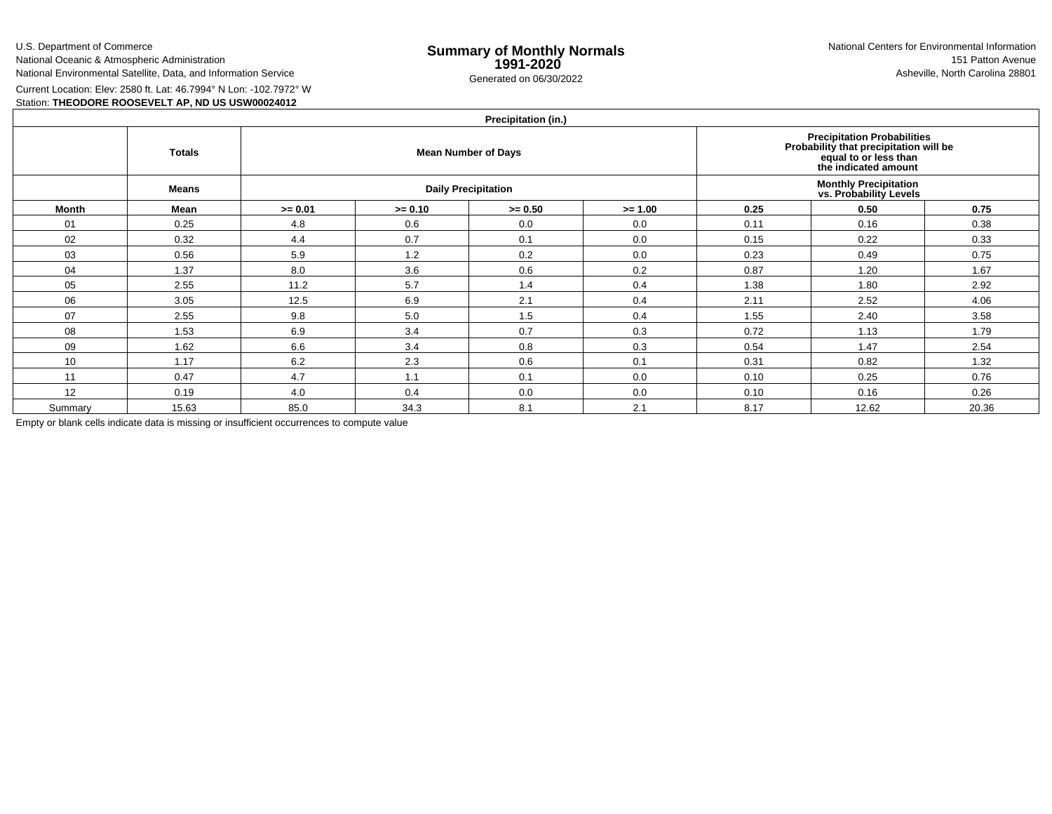U.S. Department of Commerce
National Oceanic & Atmospheric Administration
National Environmental Satellite, Data, and Information Service

# Summary of Monthly Normals 1991-2020

Generated on 06/30/2022

National Centers for Environmental Information
151 Patton Avenue
Asheville, North Carolina 28801

Current Location: Elev: 2580 ft. Lat: 46.7994° N Lon: -102.7972° W
Station: **THEODORE ROOSEVELT AP, ND US USW00024012**

| Precipitation (in.) | | | | | | | | |
|---|---|---|---|---|---|---|---|---|
| | **Totals** | **Mean Number of Days** | | | | **Precipitation Probabilities Probability that precipitation will be equal to or less than the indicated amount** | | |
| | **Means** | **Daily Precipitation** | | | | **Monthly Precipitation vs. Probability Levels** | | |
| **Month** | **Mean** | **>= 0.01** | **>= 0.10** | **>= 0.50** | **>= 1.00** | **0.25** | **0.50** | **0.75** |
| 01 | 0.25 | 4.8 | 0.6 | 0.0 | 0.0 | 0.11 | 0.16 | 0.38 |
| 02 | 0.32 | 4.4 | 0.7 | 0.1 | 0.0 | 0.15 | 0.22 | 0.33 |
| 03 | 0.56 | 5.9 | 1.2 | 0.2 | 0.0 | 0.23 | 0.49 | 0.75 |
| 04 | 1.37 | 8.0 | 3.6 | 0.6 | 0.2 | 0.87 | 1.20 | 1.67 |
| 05 | 2.55 | 11.2 | 5.7 | 1.4 | 0.4 | 1.38 | 1.80 | 2.92 |
| 06 | 3.05 | 12.5 | 6.9 | 2.1 | 0.4 | 2.11 | 2.52 | 4.06 |
| 07 | 2.55 | 9.8 | 5.0 | 1.5 | 0.4 | 1.55 | 2.40 | 3.58 |
| 08 | 1.53 | 6.9 | 3.4 | 0.7 | 0.3 | 0.72 | 1.13 | 1.79 |
| 09 | 1.62 | 6.6 | 3.4 | 0.8 | 0.3 | 0.54 | 1.47 | 2.54 |
| 10 | 1.17 | 6.2 | 2.3 | 0.6 | 0.1 | 0.31 | 0.82 | 1.32 |
| 11 | 0.47 | 4.7 | 1.1 | 0.1 | 0.0 | 0.10 | 0.25 | 0.76 |
| 12 | 0.19 | 4.0 | 0.4 | 0.0 | 0.0 | 0.10 | 0.16 | 0.26 |
| Summary | 15.63 | 85.0 | 34.3 | 8.1 | 2.1 | 8.17 | 12.62 | 20.36 |

Empty or blank cells indicate data is missing or insufficient occurrences to compute value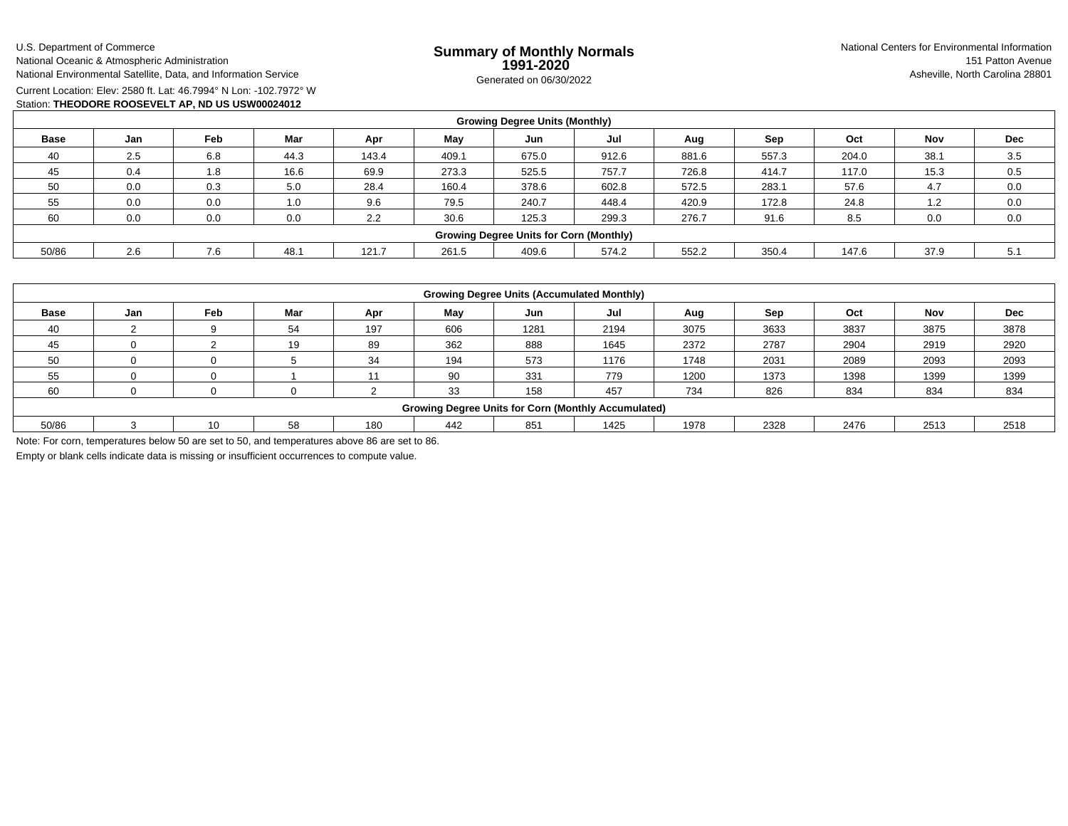U.S. Department of Commerce
National Oceanic & Atmospheric Administration
National Environmental Satellite, Data, and Information Service

# Summary of Monthly Normals 1991-2020

Generated on 06/30/2022

National Centers for Environmental Information
151 Patton Avenue
Asheville, North Carolina 28801

Current Location: Elev: 2580 ft. Lat: 46.7994° N Lon: -102.7972° W
Station: **THEODORE ROOSEVELT AP, ND US USW00024012**

| Growing Degree Units (Monthly) | | | | | | | | | | | | |
|---|---|---|---|---|---|---|---|---|---|---|---|---|
| **Base** | **Jan** | **Feb** | **Mar** | **Apr** | **May** | **Jun** | **Jul** | **Aug** | **Sep** | **Oct** | **Nov** | **Dec** |
| 40 | 2.5 | 6.8 | 44.3 | 143.4 | 409.1 | 675.0 | 912.6 | 881.6 | 557.3 | 204.0 | 38.1 | 3.5 |
| 45 | 0.4 | 1.8 | 16.6 | 69.9 | 273.3 | 525.5 | 757.7 | 726.8 | 414.7 | 117.0 | 15.3 | 0.5 |
| 50 | 0.0 | 0.3 | 5.0 | 28.4 | 160.4 | 378.6 | 602.8 | 572.5 | 283.1 | 57.6 | 4.7 | 0.0 |
| 55 | 0.0 | 0.0 | 1.0 | 9.6 | 79.5 | 240.7 | 448.4 | 420.9 | 172.8 | 24.8 | 1.2 | 0.0 |
| 60 | 0.0 | 0.0 | 0.0 | 2.2 | 30.6 | 125.3 | 299.3 | 276.7 | 91.6 | 8.5 | 0.0 | 0.0 |
| **Growing Degree Units for Corn (Monthly)** | | | | | | | | | | | | |
| 50/86 | 2.6 | 7.6 | 48.1 | 121.7 | 261.5 | 409.6 | 574.2 | 552.2 | 350.4 | 147.6 | 37.9 | 5.1 |

| Growing Degree Units (Accumulated Monthly) | | | | | | | | | | | | |
|---|---|---|---|---|---|---|---|---|---|---|---|---|
| **Base** | **Jan** | **Feb** | **Mar** | **Apr** | **May** | **Jun** | **Jul** | **Aug** | **Sep** | **Oct** | **Nov** | **Dec** |
| 40 | 2 | 9 | 54 | 197 | 606 | 1281 | 2194 | 3075 | 3633 | 3837 | 3875 | 3878 |
| 45 | 0 | 2 | 19 | 89 | 362 | 888 | 1645 | 2372 | 2787 | 2904 | 2919 | 2920 |
| 50 | 0 | 0 | 5 | 34 | 194 | 573 | 1176 | 1748 | 2031 | 2089 | 2093 | 2093 |
| 55 | 0 | 0 | 1 | 11 | 90 | 331 | 779 | 1200 | 1373 | 1398 | 1399 | 1399 |
| 60 | 0 | 0 | 0 | 2 | 33 | 158 | 457 | 734 | 826 | 834 | 834 | 834 |
| **Growing Degree Units for Corn (Monthly Accumulated)** | | | | | | | | | | | | |
| 50/86 | 3 | 10 | 58 | 180 | 442 | 851 | 1425 | 1978 | 2328 | 2476 | 2513 | 2518 |

Note: For corn, temperatures below 50 are set to 50, and temperatures above 86 are set to 86.

Empty or blank cells indicate data is missing or insufficient occurrences to compute value.